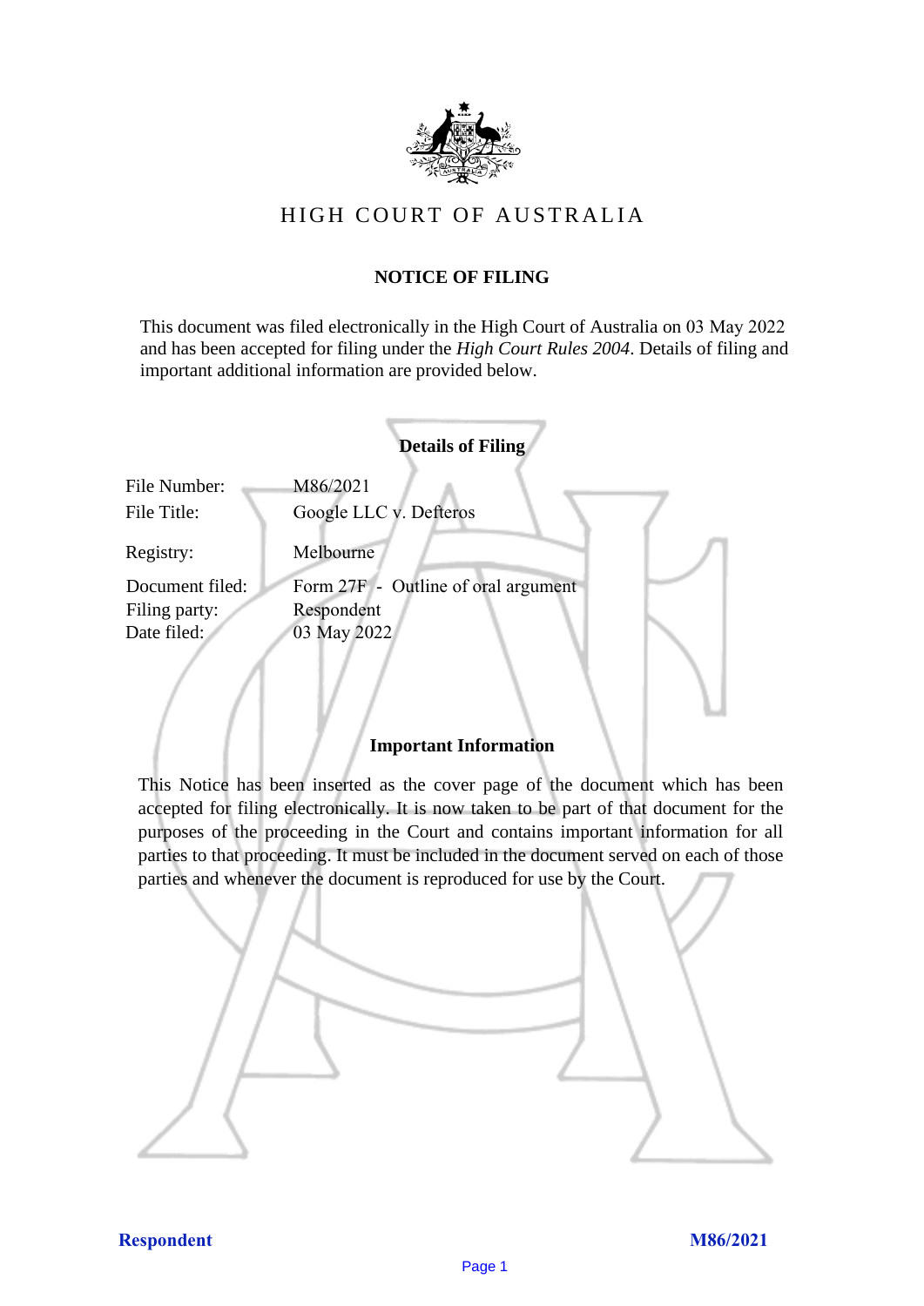# HIGH COURT OF AUSTRALIA

## NOTICE OF FILING

This document was filed electronically in the High Court of Australia on 03 May 2022 and has been accepted for filing under the *High Court Rules 2004*. Details of filing and important additional information are provided below.

### Details of Filing

| | |
|---|---|
| File Number: | M86/2021 |
| File Title: | Google LLC v. Defteros |
| Registry: | Melbourne |
| Document filed: | Form 27F - Outline of oral argument |
| Filing party: | Respondent |
| Date filed: | 03 May 2022 |

### Important Information

This Notice has been inserted as the cover page of the document which has been accepted for filing electronically. It is now taken to be part of that document for the purposes of the proceeding in the Court and contains important information for all parties to that proceeding. It must be included in the document served on each of those parties and whenever the document is reproduced for use by the Court.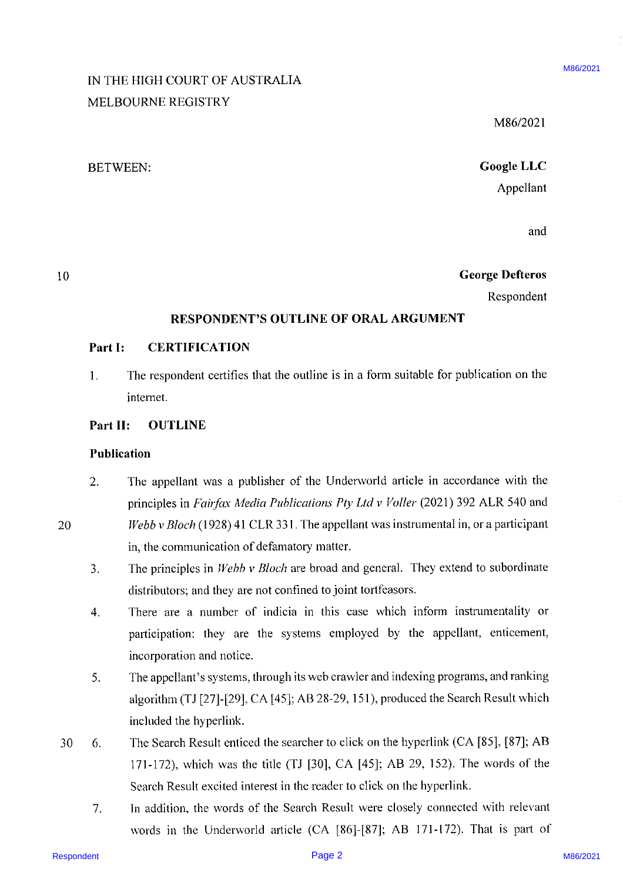IN THE HIGH COURT OF AUSTRALIA
MELBOURNE REGISTRY

M86/2021

BETWEEN:

**Google LLC**
Appellant

and

**George Defteros**
Respondent

## RESPONDENT'S OUTLINE OF ORAL ARGUMENT

### Part I: CERTIFICATION

1. The respondent certifies that the outline is in a form suitable for publication on the internet.

### Part II: OUTLINE

**Publication**

2. The appellant was a publisher of the Underworld article in accordance with the principles in *Fairfax Media Publications Pty Ltd v Voller* (2021) 392 ALR 540 and *Webb v Bloch* (1928) 41 CLR 331. The appellant was instrumental in, or a participant in, the communication of defamatory matter.
3. The principles in *Webb v Bloch* are broad and general. They extend to subordinate distributors; and they are not confined to joint tortfeasors.
4. There are a number of indicia in this case which inform instrumentality or participation: they are the systems employed by the appellant, enticement, incorporation and notice.
5. The appellant's systems, through its web crawler and indexing programs, and ranking algorithm (TJ [27]-[29], CA [45]; AB 28-29, 151), produced the Search Result which included the hyperlink.
6. The Search Result enticed the searcher to click on the hyperlink (CA [85], [87]; AB 171-172), which was the title (TJ [30], CA [45]; AB 29, 152). The words of the Search Result excited interest in the reader to click on the hyperlink.
7. In addition, the words of the Search Result were closely connected with relevant words in the Underworld article (CA [86]-[87]; AB 171-172). That is part of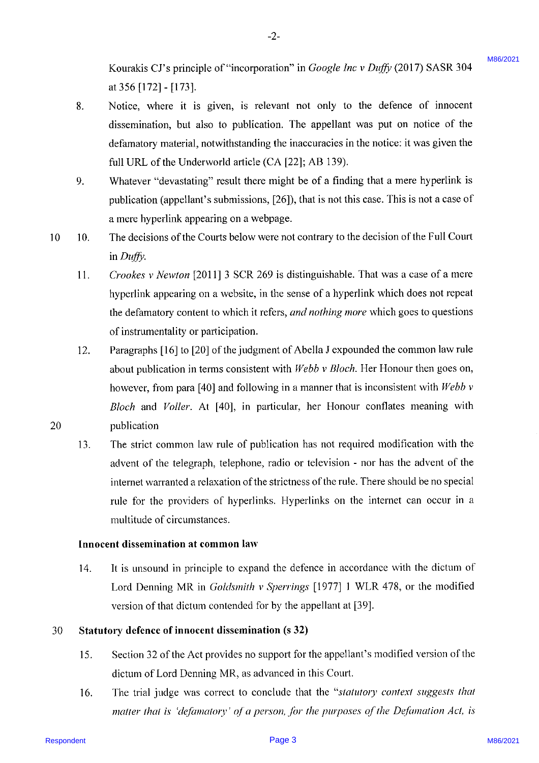Kourakis CJ's principle of "incorporation" in *Google Inc v Duffy* (2017) SASR 304 at 356 [172] - [173].

8. Notice, where it is given, is relevant not only to the defence of innocent dissemination, but also to publication. The appellant was put on notice of the defamatory material, notwithstanding the inaccuracies in the notice: it was given the full URL of the Underworld article (CA [22]; AB 139).

9. Whatever "devastating" result there might be of a finding that a mere hyperlink is publication (appellant's submissions, [26]), that is not this case. This is not a case of a mere hyperlink appearing on a webpage.

10. The decisions of the Courts below were not contrary to the decision of the Full Court in *Duffy*.

11. *Crookes v Newton* [2011] 3 SCR 269 is distinguishable. That was a case of a mere hyperlink appearing on a website, in the sense of a hyperlink which does not repeat the defamatory content to which it refers, *and nothing more* which goes to questions of instrumentality or participation.

12. Paragraphs [16] to [20] of the judgment of Abella J expounded the common law rule about publication in terms consistent with *Webb v Bloch*. Her Honour then goes on, however, from para [40] and following in a manner that is inconsistent with *Webb v Bloch* and *Voller*. At [40], in particular, her Honour conflates meaning with publication

13. The strict common law rule of publication has not required modification with the advent of the telegraph, telephone, radio or television - nor has the advent of the internet warranted a relaxation of the strictness of the rule. There should be no special rule for the providers of hyperlinks. Hyperlinks on the internet can occur in a multitude of circumstances.

**Innocent dissemination at common law**

14. It is unsound in principle to expand the defence in accordance with the dictum of Lord Denning MR in *Goldsmith v Sperrings* [1977] 1 WLR 478, or the modified version of that dictum contended for by the appellant at [39].

**Statutory defence of innocent dissemination (s 32)**

15. Section 32 of the Act provides no support for the appellant's modified version of the dictum of Lord Denning MR, as advanced in this Court.

16. The trial judge was correct to conclude that the "*statutory context suggests that matter that is 'defamatory' of a person, for the purposes of the Defamation Act, is*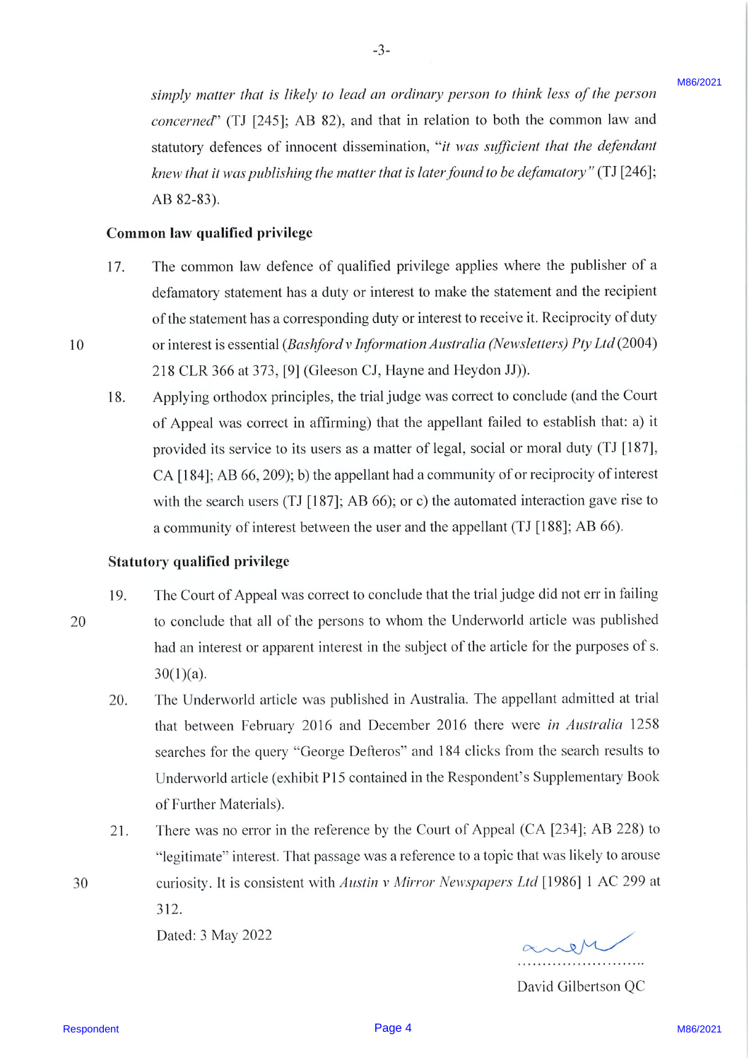*simply matter that is likely to lead an ordinary person to think less of the person concerned*" (TJ [245]; AB 82), and that in relation to both the common law and statutory defences of innocent dissemination, "*it was sufficient that the defendant knew that it was publishing the matter that is later found to be defamatory*" (TJ [246]; AB 82-83).

## Common law qualified privilege

17. The common law defence of qualified privilege applies where the publisher of a defamatory statement has a duty or interest to make the statement and the recipient of the statement has a corresponding duty or interest to receive it. Reciprocity of duty or interest is essential (*Bashford v Information Australia (Newsletters) Pty Ltd* (2004) 218 CLR 366 at 373, [9] (Gleeson CJ, Hayne and Heydon JJ)).

18. Applying orthodox principles, the trial judge was correct to conclude (and the Court of Appeal was correct in affirming) that the appellant failed to establish that: a) it provided its service to its users as a matter of legal, social or moral duty (TJ [187], CA [184]; AB 66, 209); b) the appellant had a community of or reciprocity of interest with the search users (TJ [187]; AB 66); or c) the automated interaction gave rise to a community of interest between the user and the appellant (TJ [188]; AB 66).

## Statutory qualified privilege

19. The Court of Appeal was correct to conclude that the trial judge did not err in failing to conclude that all of the persons to whom the Underworld article was published had an interest or apparent interest in the subject of the article for the purposes of s. 30(1)(a).

20. The Underworld article was published in Australia. The appellant admitted at trial that between February 2016 and December 2016 there were *in Australia* 1258 searches for the query "George Defteros" and 184 clicks from the search results to Underworld article (exhibit P15 contained in the Respondent's Supplementary Book of Further Materials).

21. There was no error in the reference by the Court of Appeal (CA [234]; AB 228) to "legitimate" interest. That passage was a reference to a topic that was likely to arouse curiosity. It is consistent with *Austin v Mirror Newspapers Ltd* [1986] 1 AC 299 at 312.

Dated: 3 May 2022

..........................

David Gilbertson QC